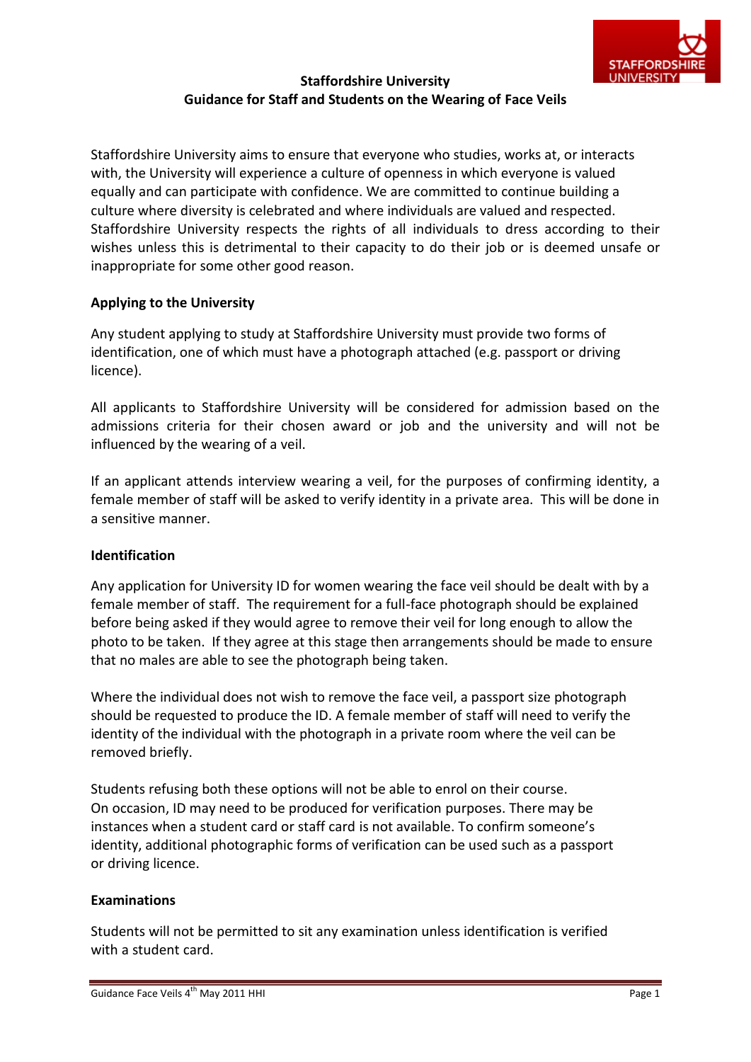# Staffordshire University
## Guidance for Staff and Students on the Wearing of Face Veils

Staffordshire University aims to ensure that everyone who studies, works at, or interacts with, the University will experience a culture of openness in which everyone is valued equally and can participate with confidence. We are committed to continue building a culture where diversity is celebrated and where individuals are valued and respected. Staffordshire University respects the rights of all individuals to dress according to their wishes unless this is detrimental to their capacity to do their job or is deemed unsafe or inappropriate for some other good reason.

### Applying to the University

Any student applying to study at Staffordshire University must provide two forms of identification, one of which must have a photograph attached (e.g. passport or driving licence).

All applicants to Staffordshire University will be considered for admission based on the admissions criteria for their chosen award or job and the university and will not be influenced by the wearing of a veil.

If an applicant attends interview wearing a veil, for the purposes of confirming identity, a female member of staff will be asked to verify identity in a private area. This will be done in a sensitive manner.

### Identification

Any application for University ID for women wearing the face veil should be dealt with by a female member of staff. The requirement for a full-face photograph should be explained before being asked if they would agree to remove their veil for long enough to allow the photo to be taken. If they agree at this stage then arrangements should be made to ensure that no males are able to see the photograph being taken.

Where the individual does not wish to remove the face veil, a passport size photograph should be requested to produce the ID. A female member of staff will need to verify the identity of the individual with the photograph in a private room where the veil can be removed briefly.

Students refusing both these options will not be able to enrol on their course.
On occasion, ID may need to be produced for verification purposes. There may be instances when a student card or staff card is not available. To confirm someone's identity, additional photographic forms of verification can be used such as a passport or driving licence.

### Examinations

Students will not be permitted to sit any examination unless identification is verified with a student card.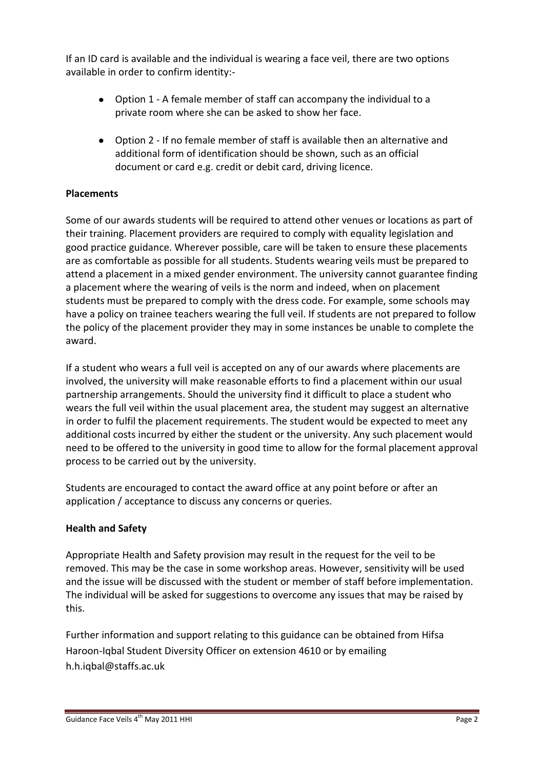If an ID card is available and the individual is wearing a face veil, there are two options available in order to confirm identity:-

- Option 1 - A female member of staff can accompany the individual to a private room where she can be asked to show her face.
- Option 2 - If no female member of staff is available then an alternative and additional form of identification should be shown, such as an official document or card e.g. credit or debit card, driving licence.

**Placements**

Some of our awards students will be required to attend other venues or locations as part of their training. Placement providers are required to comply with equality legislation and good practice guidance. Wherever possible, care will be taken to ensure these placements are as comfortable as possible for all students. Students wearing veils must be prepared to attend a placement in a mixed gender environment. The university cannot guarantee finding a placement where the wearing of veils is the norm and indeed, when on placement students must be prepared to comply with the dress code. For example, some schools may have a policy on trainee teachers wearing the full veil. If students are not prepared to follow the policy of the placement provider they may in some instances be unable to complete the award.

If a student who wears a full veil is accepted on any of our awards where placements are involved, the university will make reasonable efforts to find a placement within our usual partnership arrangements. Should the university find it difficult to place a student who wears the full veil within the usual placement area, the student may suggest an alternative in order to fulfil the placement requirements. The student would be expected to meet any additional costs incurred by either the student or the university. Any such placement would need to be offered to the university in good time to allow for the formal placement approval process to be carried out by the university.

Students are encouraged to contact the award office at any point before or after an application / acceptance to discuss any concerns or queries.

**Health and Safety**

Appropriate Health and Safety provision may result in the request for the veil to be removed. This may be the case in some workshop areas. However, sensitivity will be used and the issue will be discussed with the student or member of staff before implementation. The individual will be asked for suggestions to overcome any issues that may be raised by this.

Further information and support relating to this guidance can be obtained from Hifsa Haroon-Iqbal Student Diversity Officer on extension 4610 or by emailing h.h.iqbal@staffs.ac.uk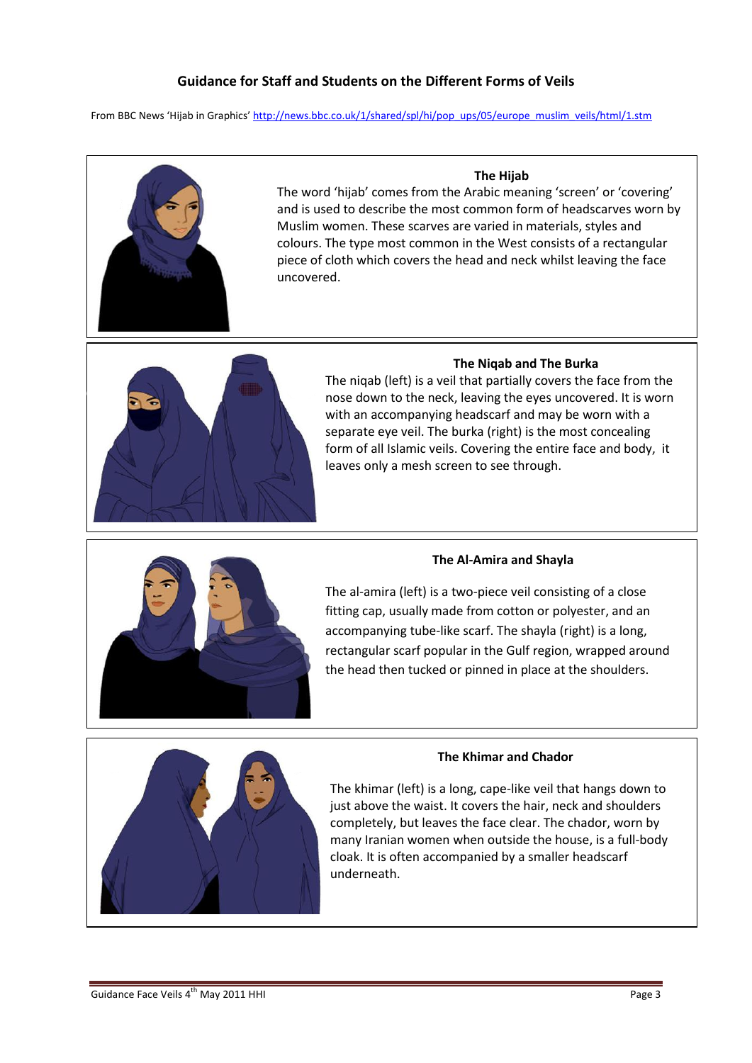# Guidance for Staff and Students on the Different Forms of Veils

From BBC News 'Hijab in Graphics' http://news.bbc.co.uk/1/shared/spl/hi/pop_ups/05/europe_muslim_veils/html/1.stm

### The Hijab

The word 'hijab' comes from the Arabic meaning 'screen' or 'covering' and is used to describe the most common form of headscarves worn by Muslim women. These scarves are varied in materials, styles and colours. The type most common in the West consists of a rectangular piece of cloth which covers the head and neck whilst leaving the face uncovered.

### The Niqab and The Burka

The niqab (left) is a veil that partially covers the face from the nose down to the neck, leaving the eyes uncovered. It is worn with an accompanying headscarf and may be worn with a separate eye veil. The burka (right) is the most concealing form of all Islamic veils. Covering the entire face and body, it leaves only a mesh screen to see through.

### The Al-Amira and Shayla

The al-amira (left) is a two-piece veil consisting of a close fitting cap, usually made from cotton or polyester, and an accompanying tube-like scarf. The shayla (right) is a long, rectangular scarf popular in the Gulf region, wrapped around the head then tucked or pinned in place at the shoulders.

### The Khimar and Chador

The khimar (left) is a long, cape-like veil that hangs down to just above the waist. It covers the hair, neck and shoulders completely, but leaves the face clear. The chador, worn by many Iranian women when outside the house, is a full-body cloak. It is often accompanied by a smaller headscarf underneath.